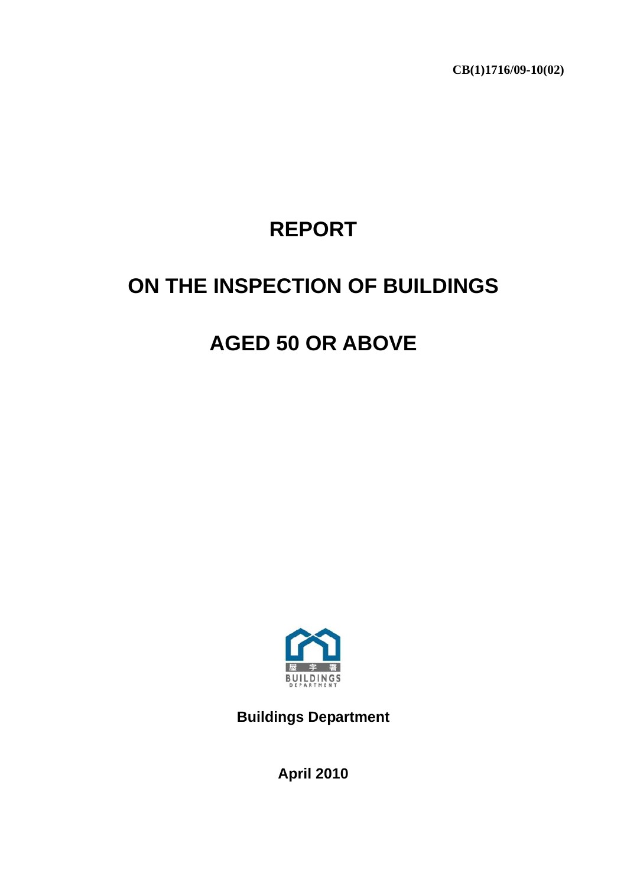CB(1)1716/09-10(02)

# REPORT

# ON THE INSPECTION OF BUILDINGS

# AGED 50 OR ABOVE

屋宇署
BUILDINGS DEPARTMENT

**Buildings Department**

**April 2010**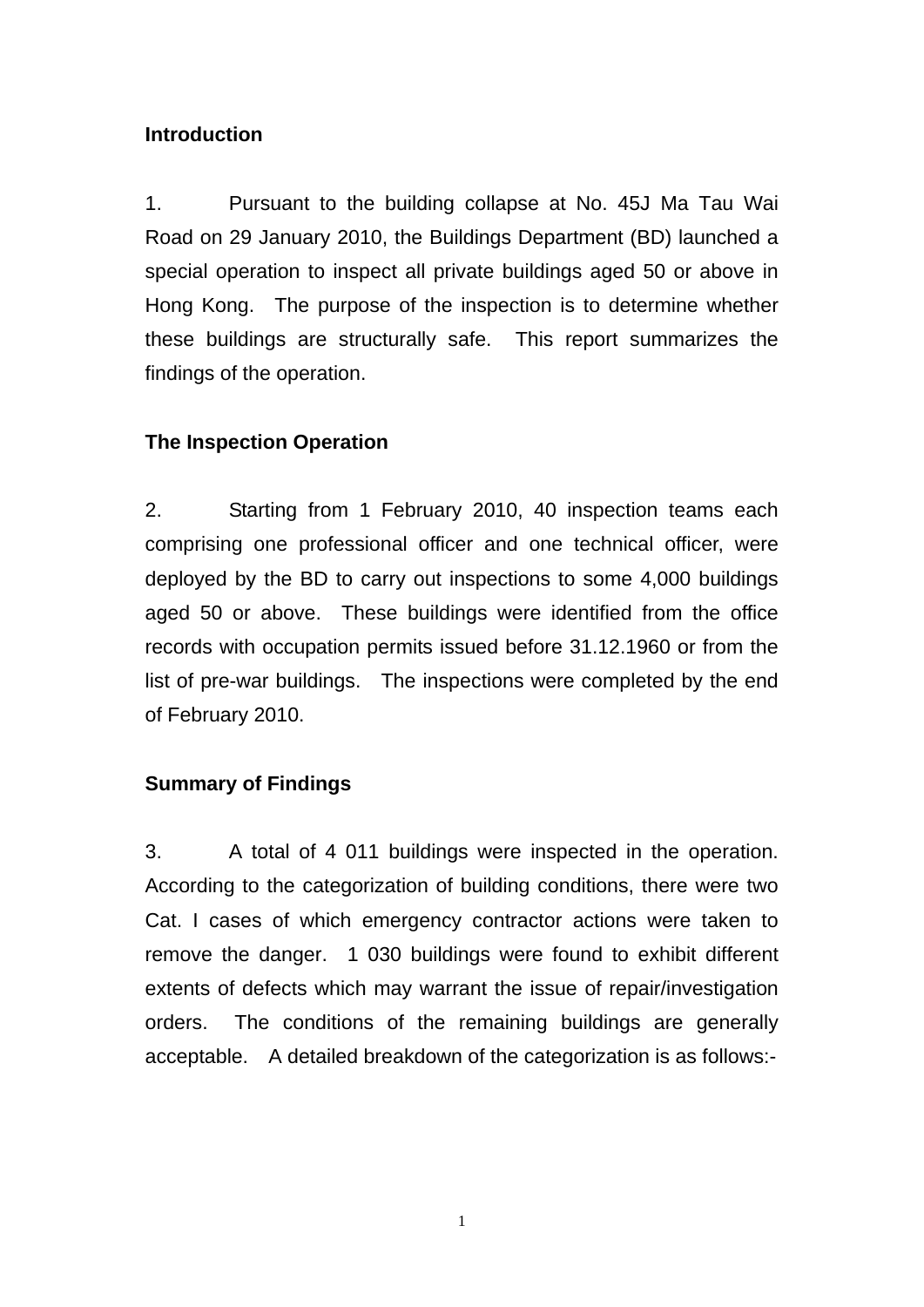**Introduction**

1. Pursuant to the building collapse at No. 45J Ma Tau Wai Road on 29 January 2010, the Buildings Department (BD) launched a special operation to inspect all private buildings aged 50 or above in Hong Kong. The purpose of the inspection is to determine whether these buildings are structurally safe. This report summarizes the findings of the operation.

**The Inspection Operation**

2. Starting from 1 February 2010, 40 inspection teams each comprising one professional officer and one technical officer, were deployed by the BD to carry out inspections to some 4,000 buildings aged 50 or above. These buildings were identified from the office records with occupation permits issued before 31.12.1960 or from the list of pre-war buildings. The inspections were completed by the end of February 2010.

**Summary of Findings**

3. A total of 4 011 buildings were inspected in the operation. According to the categorization of building conditions, there were two Cat. I cases of which emergency contractor actions were taken to remove the danger. 1 030 buildings were found to exhibit different extents of defects which may warrant the issue of repair/investigation orders. The conditions of the remaining buildings are generally acceptable. A detailed breakdown of the categorization is as follows:-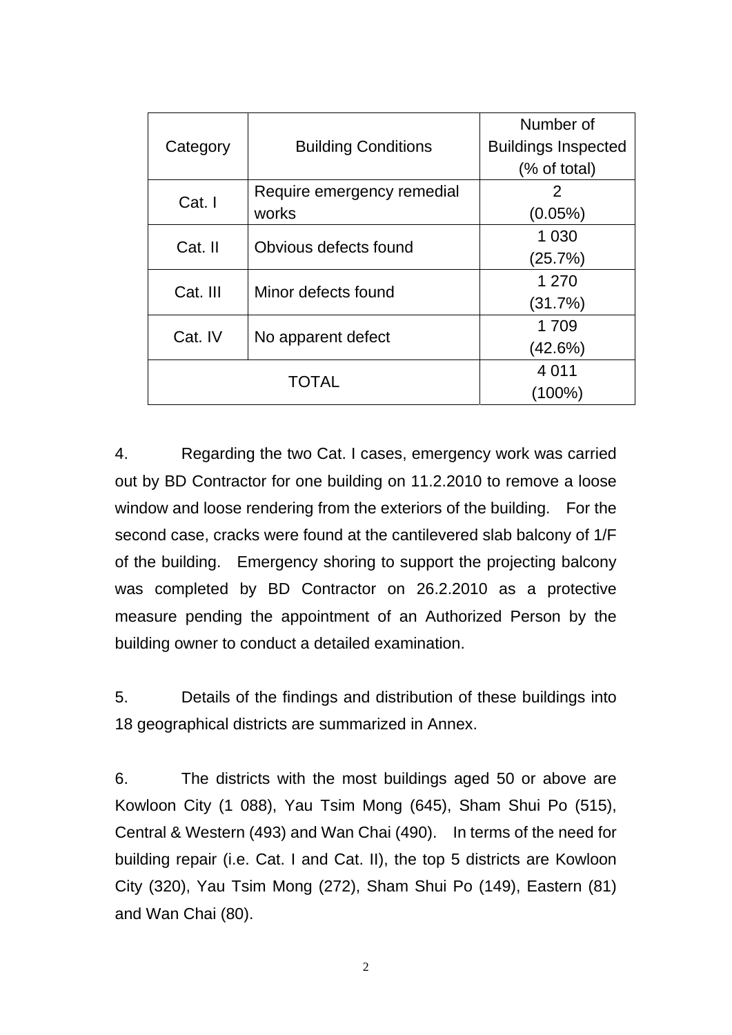| Category | Building Conditions | Number of Buildings Inspected (% of total) |
|---|---|---|
| Cat. I | Require emergency remedial works | 2 (0.05%) |
| Cat. II | Obvious defects found | 1 030 (25.7%) |
| Cat. III | Minor defects found | 1 270 (31.7%) |
| Cat. IV | No apparent defect | 1 709 (42.6%) |
| TOTAL | | 4 011 (100%) |

4. Regarding the two Cat. I cases, emergency work was carried out by BD Contractor for one building on 11.2.2010 to remove a loose window and loose rendering from the exteriors of the building. For the second case, cracks were found at the cantilevered slab balcony of 1/F of the building. Emergency shoring to support the projecting balcony was completed by BD Contractor on 26.2.2010 as a protective measure pending the appointment of an Authorized Person by the building owner to conduct a detailed examination.

5. Details of the findings and distribution of these buildings into 18 geographical districts are summarized in Annex.

6. The districts with the most buildings aged 50 or above are Kowloon City (1 088), Yau Tsim Mong (645), Sham Shui Po (515), Central & Western (493) and Wan Chai (490). In terms of the need for building repair (i.e. Cat. I and Cat. II), the top 5 districts are Kowloon City (320), Yau Tsim Mong (272), Sham Shui Po (149), Eastern (81) and Wan Chai (80).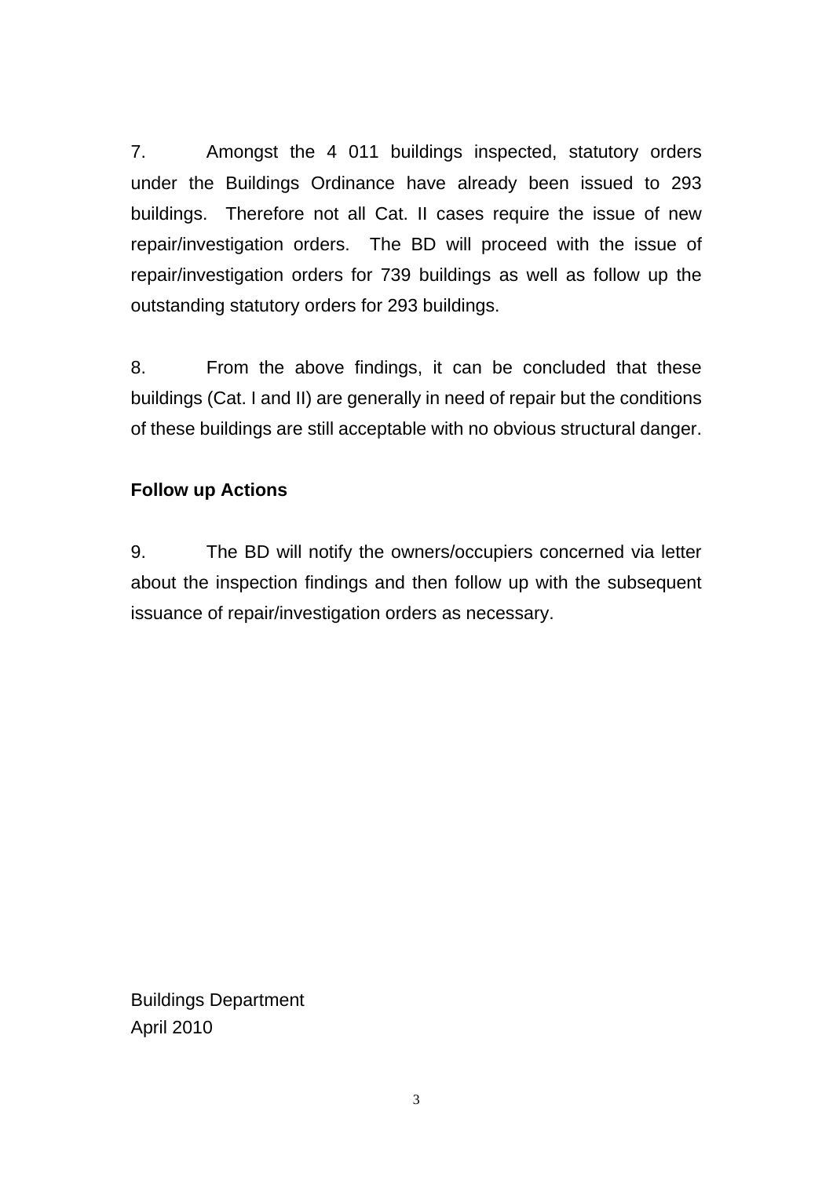7. Amongst the 4 011 buildings inspected, statutory orders under the Buildings Ordinance have already been issued to 293 buildings. Therefore not all Cat. II cases require the issue of new repair/investigation orders. The BD will proceed with the issue of repair/investigation orders for 739 buildings as well as follow up the outstanding statutory orders for 293 buildings.

8. From the above findings, it can be concluded that these buildings (Cat. I and II) are generally in need of repair but the conditions of these buildings are still acceptable with no obvious structural danger.

**Follow up Actions**

9. The BD will notify the owners/occupiers concerned via letter about the inspection findings and then follow up with the subsequent issuance of repair/investigation orders as necessary.

Buildings Department
April 2010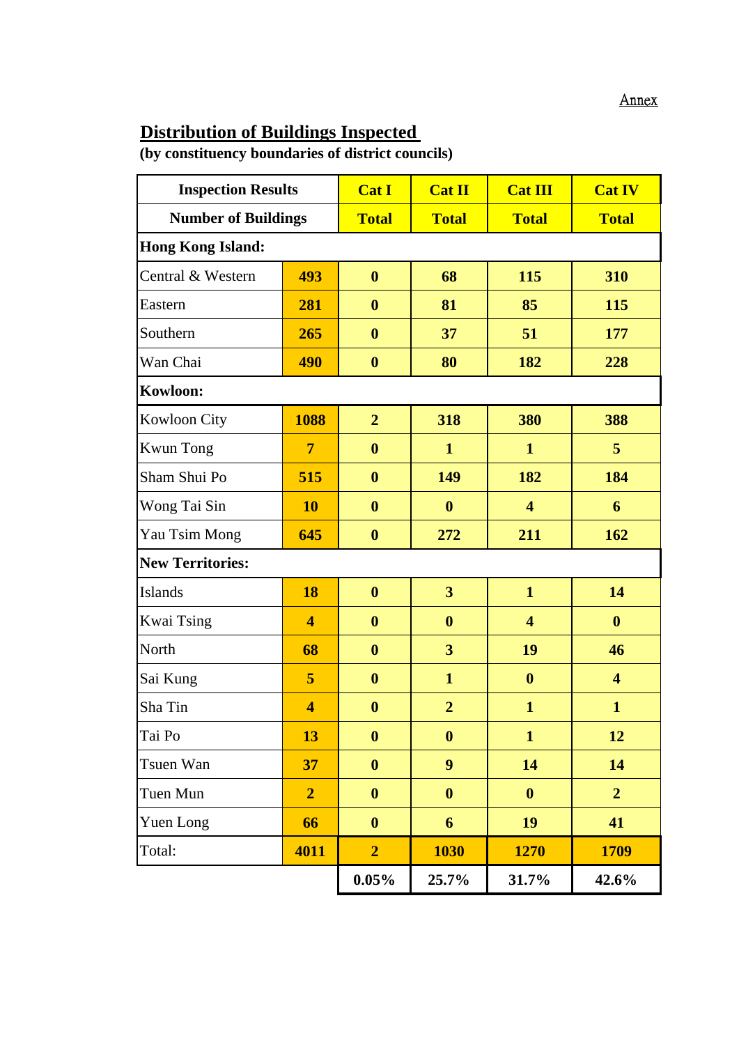Annex

## Distribution of Buildings Inspected

**(by constituency boundaries of district councils)**

| Inspection Results | | Cat I | Cat II | Cat III | Cat IV |
|---|---|---|---|---|---|
| **Number of Buildings** | | **Total** | **Total** | **Total** | **Total** |
| **Hong Kong Island:** | | | | | |
| Central & Western | **493** | **0** | **68** | **115** | **310** |
| Eastern | **281** | **0** | **81** | **85** | **115** |
| Southern | **265** | **0** | **37** | **51** | **177** |
| Wan Chai | **490** | **0** | **80** | **182** | **228** |
| **Kowloon:** | | | | | |
| Kowloon City | **1088** | **2** | **318** | **380** | **388** |
| Kwun Tong | **7** | **0** | **1** | **1** | **5** |
| Sham Shui Po | **515** | **0** | **149** | **182** | **184** |
| Wong Tai Sin | **10** | **0** | **0** | **4** | **6** |
| Yau Tsim Mong | **645** | **0** | **272** | **211** | **162** |
| **New Territories:** | | | | | |
| Islands | **18** | **0** | **3** | **1** | **14** |
| Kwai Tsing | **4** | **0** | **0** | **4** | **0** |
| North | **68** | **0** | **3** | **19** | **46** |
| Sai Kung | **5** | **0** | **1** | **0** | **4** |
| Sha Tin | **4** | **0** | **2** | **1** | **1** |
| Tai Po | **13** | **0** | **0** | **1** | **12** |
| Tsuen Wan | **37** | **0** | **9** | **14** | **14** |
| Tuen Mun | **2** | **0** | **0** | **0** | **2** |
| Yuen Long | **66** | **0** | **6** | **19** | **41** |
| Total: | **4011** | **2** | **1030** | **1270** | **1709** |
| | | **0.05%** | **25.7%** | **31.7%** | **42.6%** |